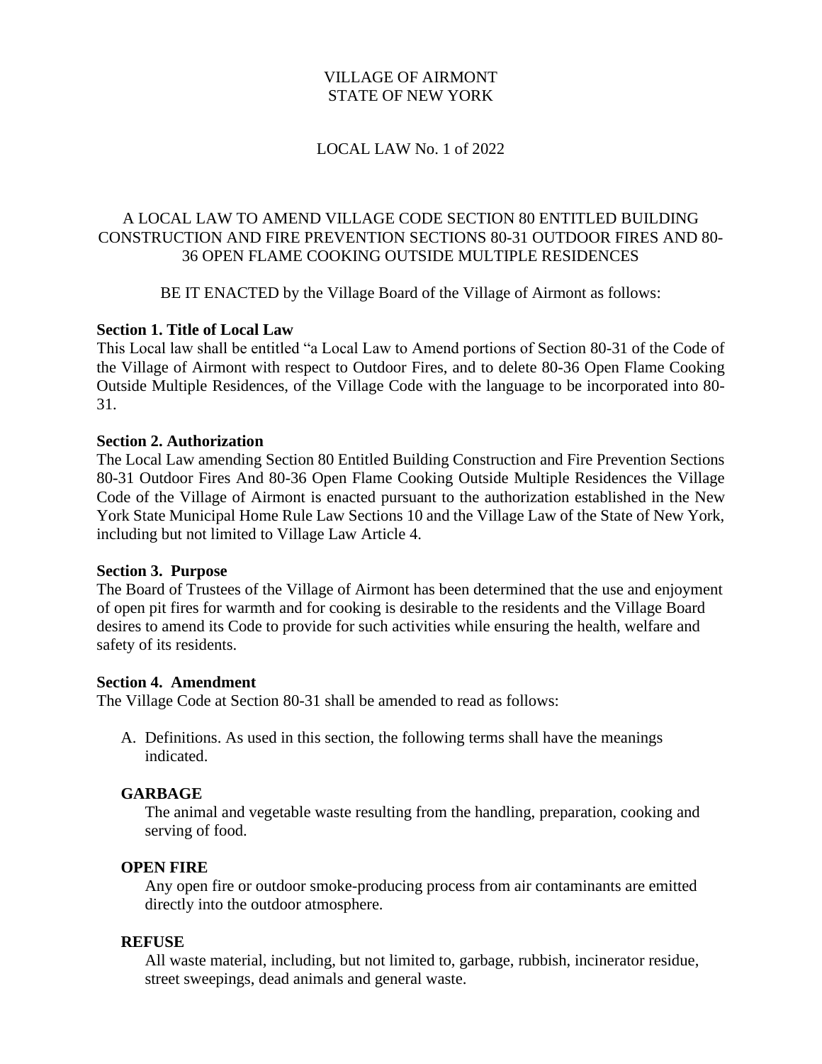VILLAGE OF AIRMONT
STATE OF NEW YORK

LOCAL LAW No. 1 of 2022

A LOCAL LAW TO AMEND VILLAGE CODE SECTION 80 ENTITLED BUILDING CONSTRUCTION AND FIRE PREVENTION SECTIONS 80-31 OUTDOOR FIRES AND 80-36 OPEN FLAME COOKING OUTSIDE MULTIPLE RESIDENCES

BE IT ENACTED by the Village Board of the Village of Airmont as follows:

**Section 1. Title of Local Law**

This Local law shall be entitled "a Local Law to Amend portions of Section 80-31 of the Code of the Village of Airmont with respect to Outdoor Fires, and to delete 80-36 Open Flame Cooking Outside Multiple Residences, of the Village Code with the language to be incorporated into 80-31.

**Section 2. Authorization**

The Local Law amending Section 80 Entitled Building Construction and Fire Prevention Sections 80-31 Outdoor Fires And 80-36 Open Flame Cooking Outside Multiple Residences the Village Code of the Village of Airmont is enacted pursuant to the authorization established in the New York State Municipal Home Rule Law Sections 10 and the Village Law of the State of New York, including but not limited to Village Law Article 4.

**Section 3. Purpose**

The Board of Trustees of the Village of Airmont has been determined that the use and enjoyment of open pit fires for warmth and for cooking is desirable to the residents and the Village Board desires to amend its Code to provide for such activities while ensuring the health, welfare and safety of its residents.

**Section 4. Amendment**

The Village Code at Section 80-31 shall be amended to read as follows:

A. Definitions. As used in this section, the following terms shall have the meanings indicated.

**GARBAGE**

The animal and vegetable waste resulting from the handling, preparation, cooking and serving of food.

**OPEN FIRE**

Any open fire or outdoor smoke-producing process from air contaminants are emitted directly into the outdoor atmosphere.

**REFUSE**

All waste material, including, but not limited to, garbage, rubbish, incinerator residue, street sweepings, dead animals and general waste.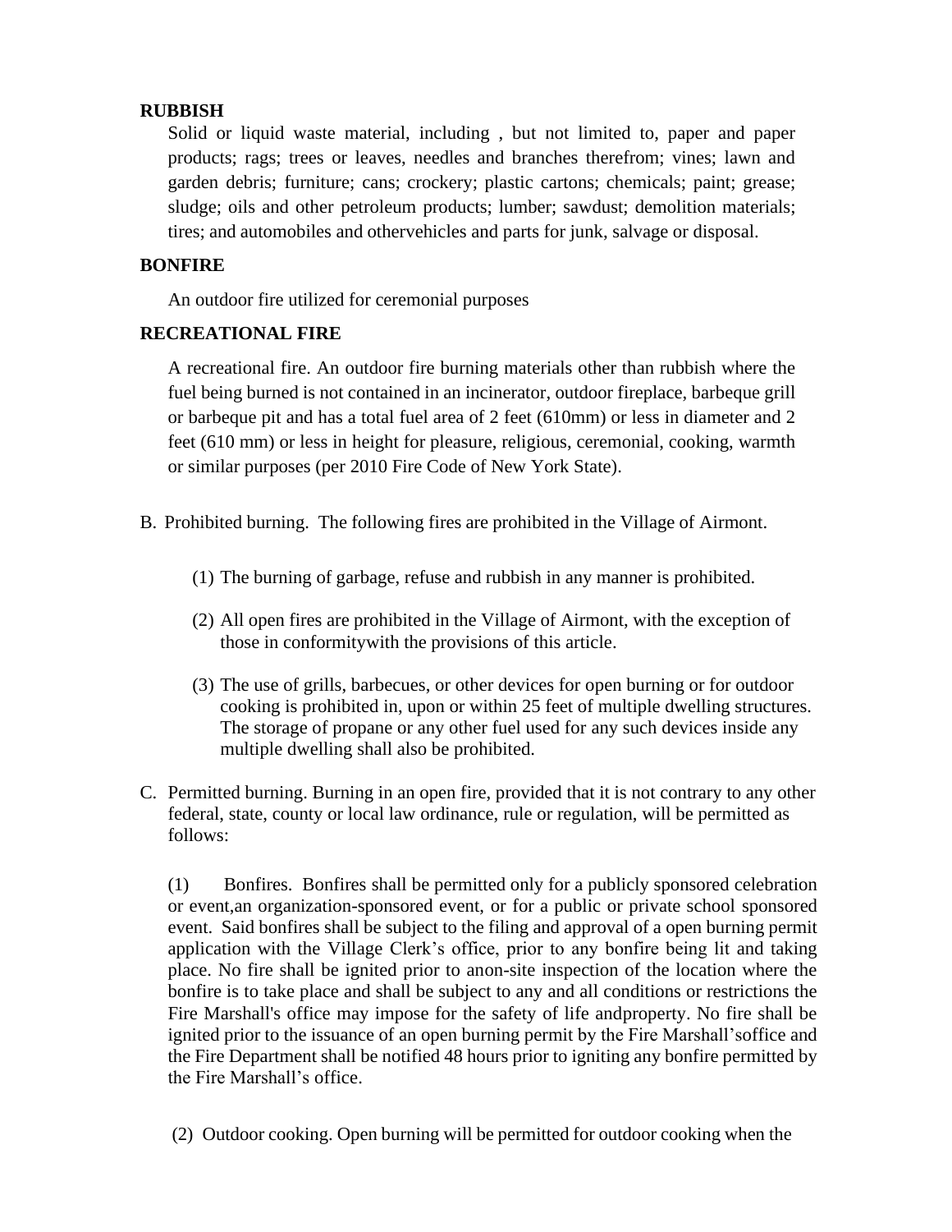**RUBBISH**

Solid or liquid waste material, including , but not limited to, paper and paper products; rags; trees or leaves, needles and branches therefrom; vines; lawn and garden debris; furniture; cans; crockery; plastic cartons; chemicals; paint; grease; sludge; oils and other petroleum products; lumber; sawdust; demolition materials; tires; and automobiles and othervehicles and parts for junk, salvage or disposal.

**BONFIRE**

An outdoor fire utilized for ceremonial purposes

**RECREATIONAL FIRE**

A recreational fire. An outdoor fire burning materials other than rubbish where the fuel being burned is not contained in an incinerator, outdoor fireplace, barbeque grill or barbeque pit and has a total fuel area of 2 feet (610mm) or less in diameter and 2 feet (610 mm) or less in height for pleasure, religious, ceremonial, cooking, warmth or similar purposes (per 2010 Fire Code of New York State).

B. Prohibited burning. The following fires are prohibited in the Village of Airmont.

(1) The burning of garbage, refuse and rubbish in any manner is prohibited.

(2) All open fires are prohibited in the Village of Airmont, with the exception of those in conformitywith the provisions of this article.

(3) The use of grills, barbecues, or other devices for open burning or for outdoor cooking is prohibited in, upon or within 25 feet of multiple dwelling structures. The storage of propane or any other fuel used for any such devices inside any multiple dwelling shall also be prohibited.

C. Permitted burning. Burning in an open fire, provided that it is not contrary to any other federal, state, county or local law ordinance, rule or regulation, will be permitted as follows:

(1) Bonfires. Bonfires shall be permitted only for a publicly sponsored celebration or event,an organization-sponsored event, or for a public or private school sponsored event. Said bonfires shall be subject to the filing and approval of a open burning permit application with the Village Clerk's office, prior to any bonfire being lit and taking place. No fire shall be ignited prior to anon-site inspection of the location where the bonfire is to take place and shall be subject to any and all conditions or restrictions the Fire Marshall's office may impose for the safety of life andproperty. No fire shall be ignited prior to the issuance of an open burning permit by the Fire Marshall'soffice and the Fire Department shall be notified 48 hours prior to igniting any bonfire permitted by the Fire Marshall's office.

(2) Outdoor cooking. Open burning will be permitted for outdoor cooking when the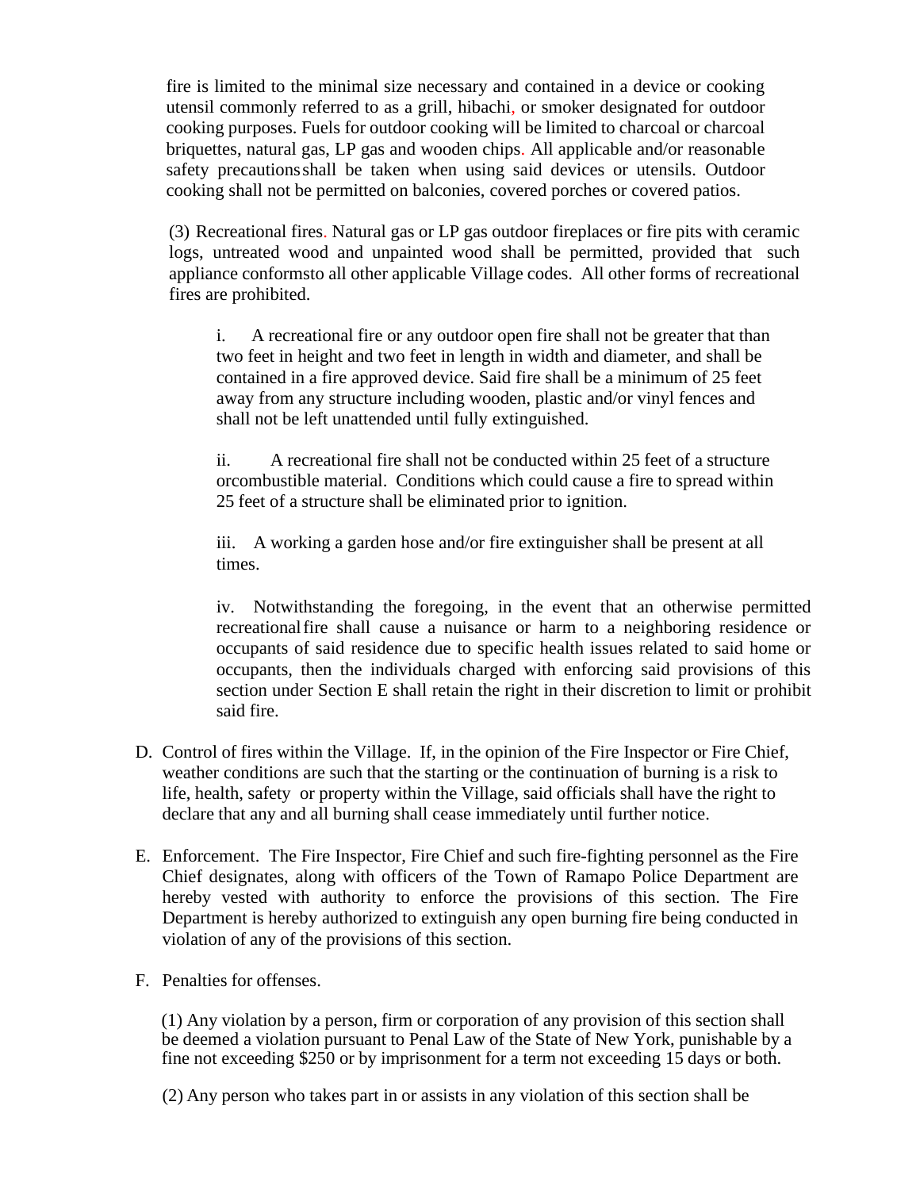fire is limited to the minimal size necessary and contained in a device or cooking utensil commonly referred to as a grill, hibachi, or smoker designated for outdoor cooking purposes. Fuels for outdoor cooking will be limited to charcoal or charcoal briquettes, natural gas, LP gas and wooden chips. All applicable and/or reasonable safety precautionsshall be taken when using said devices or utensils. Outdoor cooking shall not be permitted on balconies, covered porches or covered patios.

(3) Recreational fires. Natural gas or LP gas outdoor fireplaces or fire pits with ceramic logs, untreated wood and unpainted wood shall be permitted, provided that such appliance conformsto all other applicable Village codes. All other forms of recreational fires are prohibited.

i. A recreational fire or any outdoor open fire shall not be greater that than two feet in height and two feet in length in width and diameter, and shall be contained in a fire approved device. Said fire shall be a minimum of 25 feet away from any structure including wooden, plastic and/or vinyl fences and shall not be left unattended until fully extinguished.

ii. A recreational fire shall not be conducted within 25 feet of a structure orcombustible material. Conditions which could cause a fire to spread within 25 feet of a structure shall be eliminated prior to ignition.

iii. A working a garden hose and/or fire extinguisher shall be present at all times.

iv. Notwithstanding the foregoing, in the event that an otherwise permitted recreationalfire shall cause a nuisance or harm to a neighboring residence or occupants of said residence due to specific health issues related to said home or occupants, then the individuals charged with enforcing said provisions of this section under Section E shall retain the right in their discretion to limit or prohibit said fire.

D. Control of fires within the Village. If, in the opinion of the Fire Inspector or Fire Chief, weather conditions are such that the starting or the continuation of burning is a risk to life, health, safety or property within the Village, said officials shall have the right to declare that any and all burning shall cease immediately until further notice.

E. Enforcement. The Fire Inspector, Fire Chief and such fire-fighting personnel as the Fire Chief designates, along with officers of the Town of Ramapo Police Department are hereby vested with authority to enforce the provisions of this section. The Fire Department is hereby authorized to extinguish any open burning fire being conducted in violation of any of the provisions of this section.

F. Penalties for offenses.

(1) Any violation by a person, firm or corporation of any provision of this section shall be deemed a violation pursuant to Penal Law of the State of New York, punishable by a fine not exceeding $250 or by imprisonment for a term not exceeding 15 days or both.

(2) Any person who takes part in or assists in any violation of this section shall be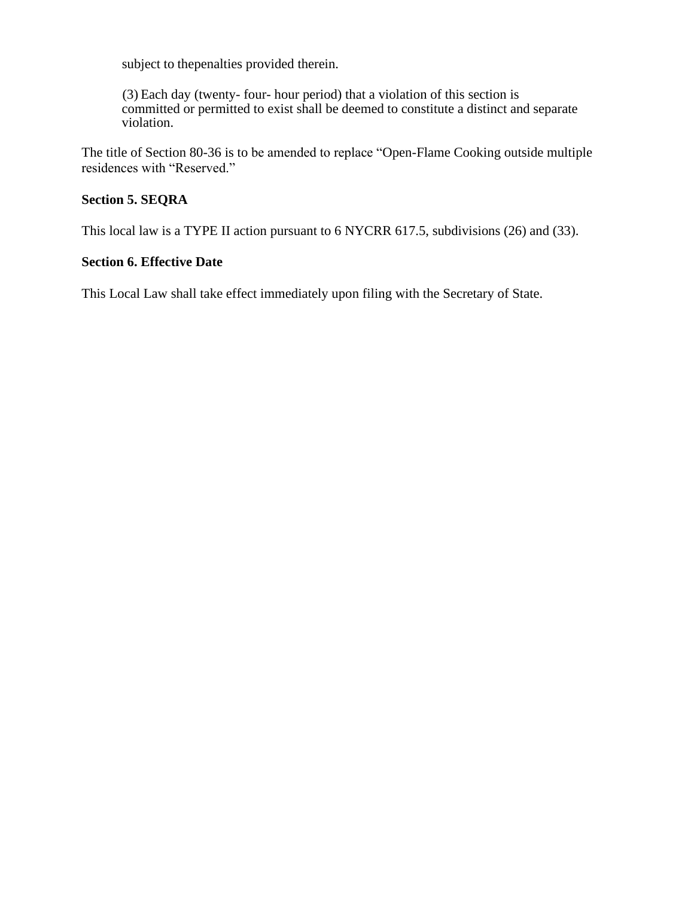subject to thepenalties provided therein.

(3) Each day (twenty- four- hour period) that a violation of this section is committed or permitted to exist shall be deemed to constitute a distinct and separate violation.

The title of Section 80-36 is to be amended to replace “Open-Flame Cooking outside multiple residences with “Reserved.”

**Section 5. SEQRA**

This local law is a TYPE II action pursuant to 6 NYCRR 617.5, subdivisions (26) and (33).

**Section 6. Effective Date**

This Local Law shall take effect immediately upon filing with the Secretary of State.